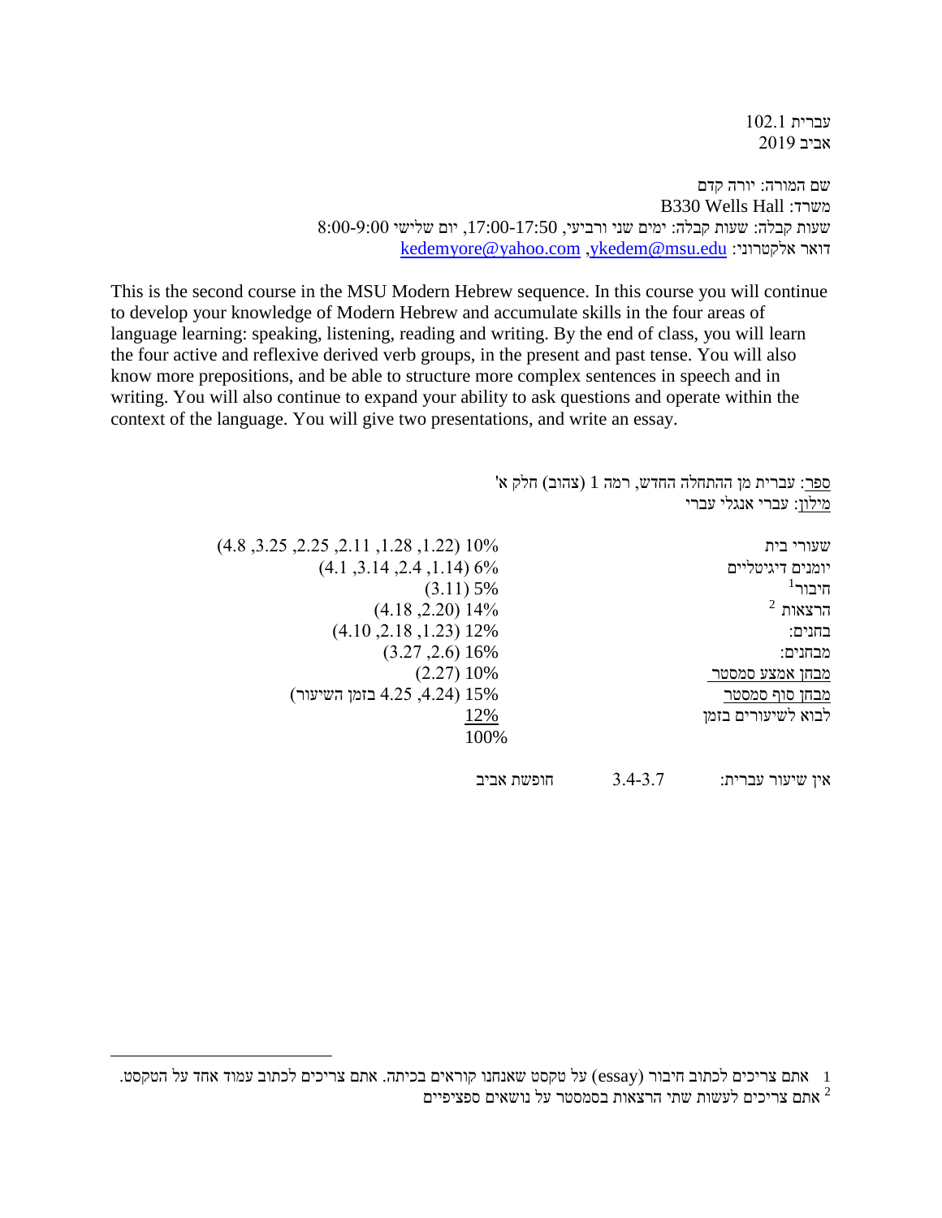עברית 102.1
אביב 2019

שם המורה: יורה קדם
משרד: B330 Wells Hall
שעות קבלה: שעות קבלה: ימים שני ורביעי, 17:00-17:50, יום שלישי 8:00-9:00
דואר אלקטרוני: ykedem@msu.edu, kedemyore@yahoo.com

This is the second course in the MSU Modern Hebrew sequence. In this course you will continue to develop your knowledge of Modern Hebrew and accumulate skills in the four areas of language learning: speaking, listening, reading and writing. By the end of class, you will learn the four active and reflexive derived verb groups, in the present and past tense. You will also know more prepositions, and be able to structure more complex sentences in speech and in writing. You will also continue to expand your ability to ask questions and operate within the context of the language. You will give two presentations, and write an essay.

ספר: עברית מן ההתחלה החדש, רמה 1 (צהוב) חלק א'
מילון: עברי אנגלי עברי

| | |
|---|---|
| שעורי בית | 10% (1.22, 1.28, 2.11, 2.25, 3.25, 4.8) |
| יומנים דיגיטליים | 6% (1.14, 2.4, 3.14, 4.1) |
| חיבור[1] | 5% (3.11) |
| הרצאות [2] | 14% (2.20, 4.18) |
| בחנים: | 12% (1.23, 2.18, 4.10) |
| מבחנים: | 16% (2.6, 3.27) |
| מבחן אמצע סמסטר | 10% (2.27) |
| מבחן סוף סמסטר | 15% (4.24, 4.25 בזמן השיעור) |
| לבוא לשיעורים בזמן | 12% |
| | 100% |

אין שיעור עברית: 3.4-3.7 חופשת אביב

---

1 אתם צריכים לכתוב חיבור (essay) על טקסט שאנחנו קוראים בכיתה. אתם צריכים לכתוב עמוד אחד על הטקסט.
2 אתם צריכים לעשות שתי הרצאות בסמסטר על נושאים ספציפיים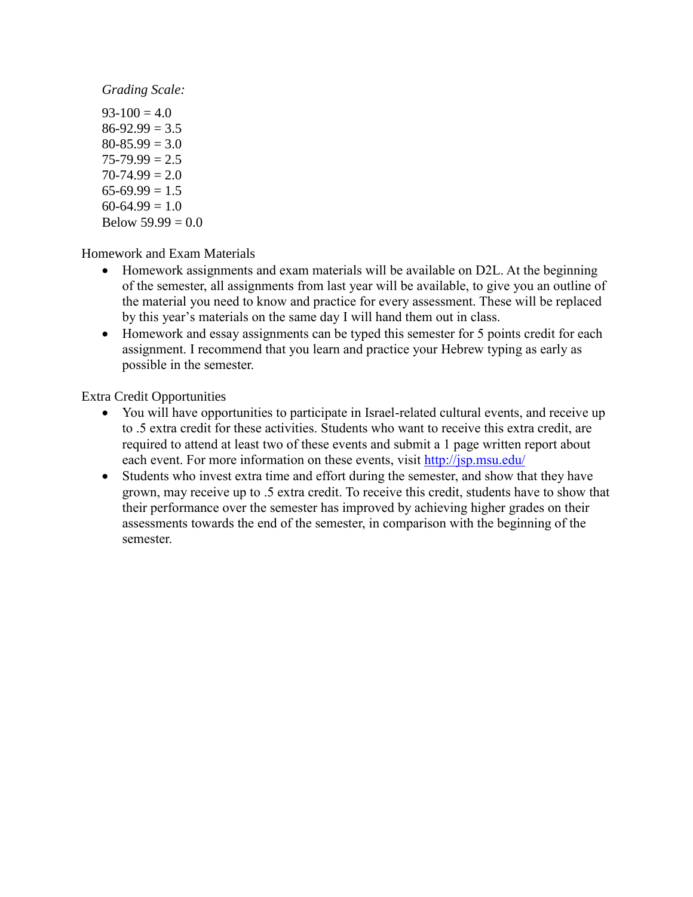*Grading Scale:*

93-100 = 4.0
86-92.99 = 3.5
80-85.99 = 3.0
75-79.99 = 2.5
70-74.99 = 2.0
65-69.99 = 1.5
60-64.99 = 1.0
Below 59.99 = 0.0

Homework and Exam Materials

- Homework assignments and exam materials will be available on D2L. At the beginning of the semester, all assignments from last year will be available, to give you an outline of the material you need to know and practice for every assessment. These will be replaced by this year's materials on the same day I will hand them out in class.
- Homework and essay assignments can be typed this semester for 5 points credit for each assignment. I recommend that you learn and practice your Hebrew typing as early as possible in the semester.

Extra Credit Opportunities

- You will have opportunities to participate in Israel-related cultural events, and receive up to .5 extra credit for these activities. Students who want to receive this extra credit, are required to attend at least two of these events and submit a 1 page written report about each event. For more information on these events, visit [http://jsp.msu.edu/](http://jsp.msu.edu/)
- Students who invest extra time and effort during the semester, and show that they have grown, may receive up to .5 extra credit. To receive this credit, students have to show that their performance over the semester has improved by achieving higher grades on their assessments towards the end of the semester, in comparison with the beginning of the semester.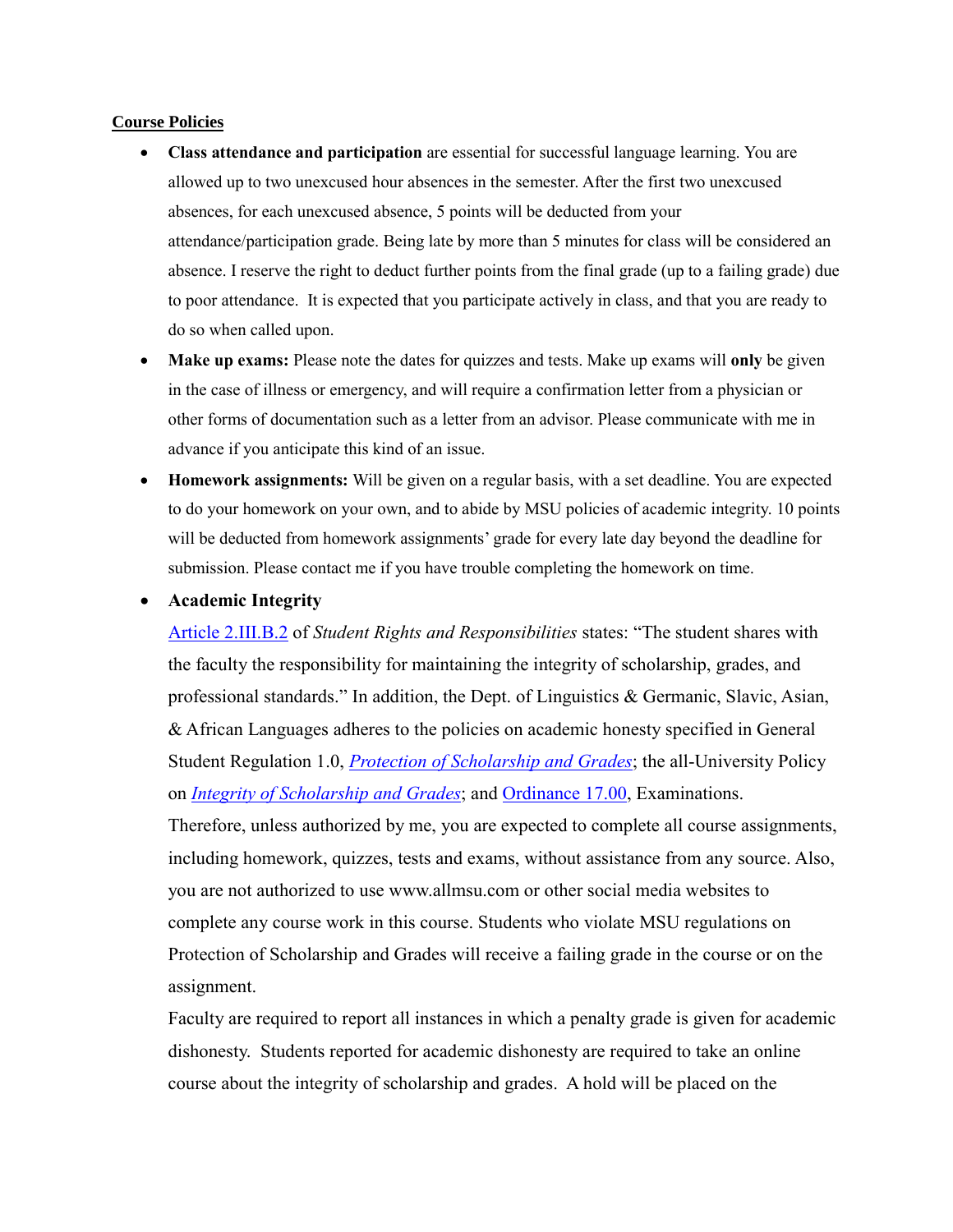**Course Policies**

- **Class attendance and participation** are essential for successful language learning. You are allowed up to two unexcused hour absences in the semester. After the first two unexcused absences, for each unexcused absence, 5 points will be deducted from your attendance/participation grade. Being late by more than 5 minutes for class will be considered an absence. I reserve the right to deduct further points from the final grade (up to a failing grade) due to poor attendance. It is expected that you participate actively in class, and that you are ready to do so when called upon.
- **Make up exams:** Please note the dates for quizzes and tests. Make up exams will **only** be given in the case of illness or emergency, and will require a confirmation letter from a physician or other forms of documentation such as a letter from an advisor. Please communicate with me in advance if you anticipate this kind of an issue.
- **Homework assignments:** Will be given on a regular basis, with a set deadline. You are expected to do your homework on your own, and to abide by MSU policies of academic integrity. 10 points will be deducted from homework assignments' grade for every late day beyond the deadline for submission. Please contact me if you have trouble completing the homework on time.
- **Academic Integrity**

  Article 2.III.B.2 of *Student Rights and Responsibilities* states: "The student shares with the faculty the responsibility for maintaining the integrity of scholarship, grades, and professional standards." In addition, the Dept. of Linguistics & Germanic, Slavic, Asian, & African Languages adheres to the policies on academic honesty specified in General Student Regulation 1.0, *Protection of Scholarship and Grades*; the all-University Policy on *Integrity of Scholarship and Grades*; and Ordinance 17.00, Examinations. Therefore, unless authorized by me, you are expected to complete all course assignments, including homework, quizzes, tests and exams, without assistance from any source. Also, you are not authorized to use www.allmsu.com or other social media websites to complete any course work in this course. Students who violate MSU regulations on Protection of Scholarship and Grades will receive a failing grade in the course or on the assignment.

  Faculty are required to report all instances in which a penalty grade is given for academic dishonesty. Students reported for academic dishonesty are required to take an online course about the integrity of scholarship and grades. A hold will be placed on the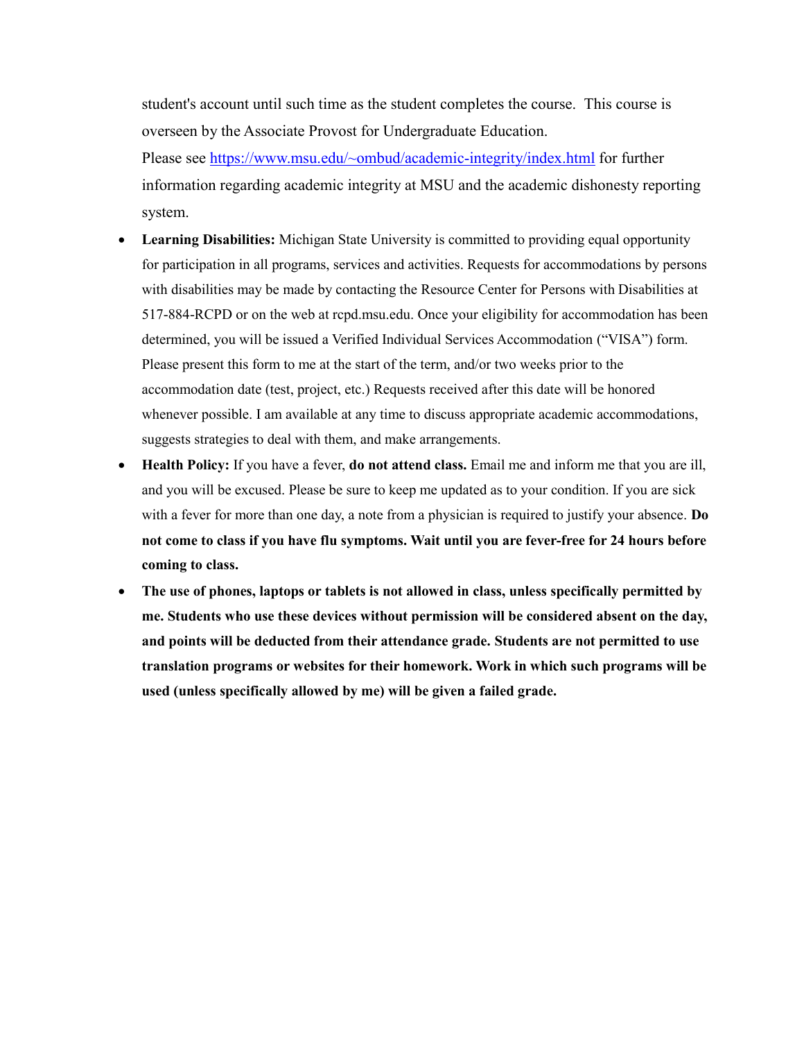student's account until such time as the student completes the course. This course is overseen by the Associate Provost for Undergraduate Education.
Please see https://www.msu.edu/~ombud/academic-integrity/index.html for further information regarding academic integrity at MSU and the academic dishonesty reporting system.

- **Learning Disabilities:** Michigan State University is committed to providing equal opportunity for participation in all programs, services and activities. Requests for accommodations by persons with disabilities may be made by contacting the Resource Center for Persons with Disabilities at 517-884-RCPD or on the web at rcpd.msu.edu. Once your eligibility for accommodation has been determined, you will be issued a Verified Individual Services Accommodation ("VISA") form. Please present this form to me at the start of the term, and/or two weeks prior to the accommodation date (test, project, etc.) Requests received after this date will be honored whenever possible. I am available at any time to discuss appropriate academic accommodations, suggests strategies to deal with them, and make arrangements.
- **Health Policy:** If you have a fever, **do not attend class.** Email me and inform me that you are ill, and you will be excused. Please be sure to keep me updated as to your condition. If you are sick with a fever for more than one day, a note from a physician is required to justify your absence. **Do not come to class if you have flu symptoms. Wait until you are fever-free for 24 hours before coming to class.**
- **The use of phones, laptops or tablets is not allowed in class, unless specifically permitted by me. Students who use these devices without permission will be considered absent on the day, and points will be deducted from their attendance grade. Students are not permitted to use translation programs or websites for their homework. Work in which such programs will be used (unless specifically allowed by me) will be given a failed grade.**